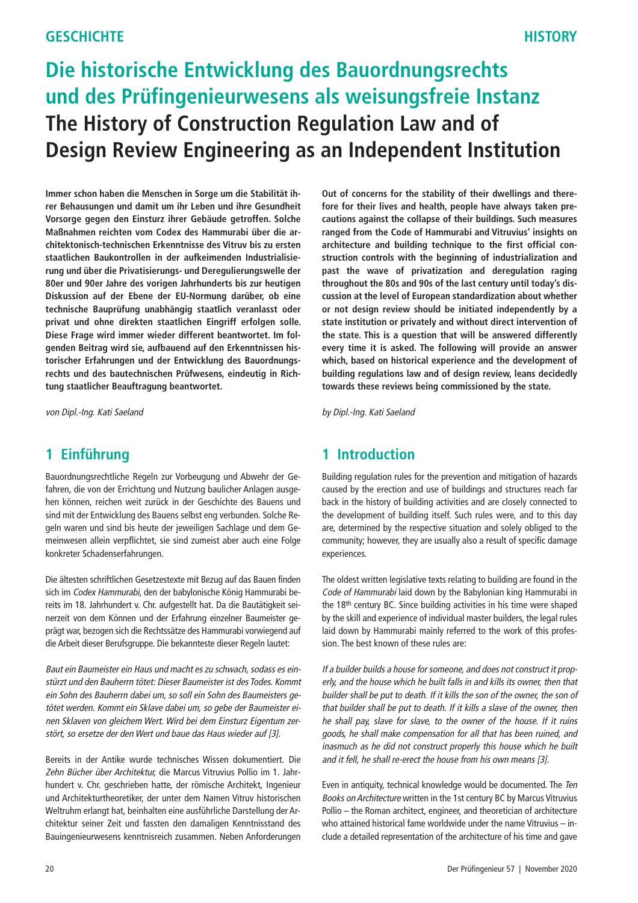# Die historische Entwicklung des Bauordnungsrechts und des Prüfingenieurwesens als weisungsfreie Instanz

# The History of Construction Regulation Law and of Design Review Engineering as an Independent Institution

**Immer schon haben die Menschen in Sorge um die Stabilität ihrer Behausungen und damit um ihr Leben und ihre Gesundheit Vorsorge gegen den Einsturz ihrer Gebäude getroffen. Solche Maßnahmen reichten vom Codex des Hammurabi über die architektonisch-technischen Erkenntnisse des Vitruv bis zu ersten staatlichen Baukontrollen in der aufkeimenden Industrialisierung und über die Privatisierungs- und Deregulierungswelle der 80er und 90er Jahre des vorigen Jahrhunderts bis zur heutigen Diskussion auf der Ebene der EU-Normung darüber, ob eine technische Bauprüfung unabhängig staatlich veranlasst oder privat und ohne direkten staatlichen Eingriff erfolgen solle. Diese Frage wird immer wieder different beantwortet. Im folgenden Beitrag wird sie, aufbauend auf den Erkenntnissen historischer Erfahrungen und der Entwicklung des Bauordnungsrechts und des bautechnischen Prüfwesens, eindeutig in Richtung staatlicher Beauftragung beantwortet.**

*von Dipl.-Ing. Kati Saeland*

## 1 Einführung

Bauordnungsrechtliche Regeln zur Vorbeugung und Abwehr der Gefahren, die von der Errichtung und Nutzung baulicher Anlagen ausgehen können, reichen weit zurück in der Geschichte des Bauens und sind mit der Entwicklung des Bauens selbst eng verbunden. Solche Regeln waren und sind bis heute der jeweiligen Sachlage und dem Gemeinwesen allein verpflichtet, sie sind zumeist aber auch eine Folge konkreter Schadenserfahrungen.

Die ältesten schriftlichen Gesetzestexte mit Bezug auf das Bauen finden sich im *Codex Hammurabi,* den der babylonische König Hammurabi bereits im 18. Jahrhundert v. Chr. aufgestellt hat. Da die Bautätigkeit seinerzeit von dem Können und der Erfahrung einzelner Baumeister geprägt war, bezogen sich die Rechtssätze des Hammurabi vorwiegend auf die Arbeit dieser Berufsgruppe. Die bekannteste dieser Regeln lautet:

*Baut ein Baumeister ein Haus und macht es zu schwach, sodass es einstürzt und den Bauherrn tötet: Dieser Baumeister ist des Todes. Kommt ein Sohn des Bauherrn dabei um, so soll ein Sohn des Baumeisters getötet werden. Kommt ein Sklave dabei um, so gebe der Baumeister einen Sklaven von gleichem Wert. Wird bei dem Einsturz Eigentum zerstört, so ersetze der den Wert und baue das Haus wieder auf [3].*

Bereits in der Antike wurde technisches Wissen dokumentiert. Die *Zehn Bücher über Architektur,* die Marcus Vitruvius Pollio im 1. Jahrhundert v. Chr. geschrieben hatte, der römische Architekt, Ingenieur und Architekturtheoretiker, der unter dem Namen Vitruv historischen Weltruhm erlangt hat, beinhalten eine ausführliche Darstellung der Architektur seiner Zeit und fassten den damaligen Kenntnisstand des Bauingenieurwesens kenntnisreich zusammen. Neben Anforderungen

**Out of concerns for the stability of their dwellings and therefore for their lives and health, people have always taken precautions against the collapse of their buildings. Such measures ranged from the Code of Hammurabi and Vitruvius' insights on architecture and building technique to the first official construction controls with the beginning of industrialization and past the wave of privatization and deregulation raging throughout the 80s and 90s of the last century until today's discussion at the level of European standardization about whether or not design review should be initiated independently by a state institution or privately and without direct intervention of the state. This is a question that will be answered differently every time it is asked. The following will provide an answer which, based on historical experience and the development of building regulations law and of design review, leans decidedly towards these reviews being commissioned by the state.**

*by Dipl.-Ing. Kati Saeland*

## 1 Introduction

Building regulation rules for the prevention and mitigation of hazards caused by the erection and use of buildings and structures reach far back in the history of building activities and are closely connected to the development of building itself. Such rules were, and to this day are, determined by the respective situation and solely obliged to the community; however, they are usually also a result of specific damage experiences.

The oldest written legislative texts relating to building are found in the *Code of Hammurabi* laid down by the Babylonian king Hammurabi in the 18th century BC. Since building activities in his time were shaped by the skill and experience of individual master builders, the legal rules laid down by Hammurabi mainly referred to the work of this profession. The best known of these rules are:

*If a builder builds a house for someone, and does not construct it properly, and the house which he built falls in and kills its owner, then that builder shall be put to death. If it kills the son of the owner, the son of that builder shall be put to death. If it kills a slave of the owner, then he shall pay, slave for slave, to the owner of the house. If it ruins goods, he shall make compensation for all that has been ruined, and inasmuch as he did not construct properly this house which he built and it fell, he shall re-erect the house from his own means [3].*

Even in antiquity, technical knowledge would be documented. The *Ten Books on Architecture* written in the 1st century BC by Marcus Vitruvius Pollio – the Roman architect, engineer, and theoretician of architecture who attained historical fame worldwide under the name Vitruvius – include a detailed representation of the architecture of his time and gave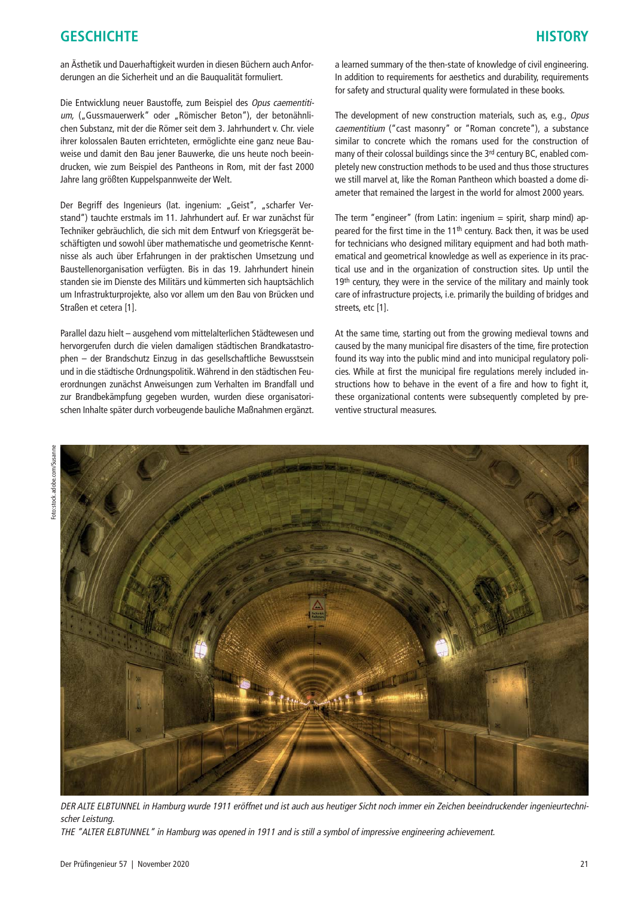an Ästhetik und Dauerhaftigkeit wurden in diesen Büchern auch Anforderungen an die Sicherheit und an die Bauqualität formuliert.

Die Entwicklung neuer Baustoffe, zum Beispiel des *Opus caementitium*, („Gussmauerwerk" oder „Römischer Beton"), der betonähnlichen Substanz, mit der die Römer seit dem 3. Jahrhundert v. Chr. viele ihrer kolossalen Bauten errichteten, ermöglichte eine ganz neue Bauweise und damit den Bau jener Bauwerke, die uns heute noch beeindrucken, wie zum Beispiel des Pantheons in Rom, mit der fast 2000 Jahre lang größten Kuppelspannweite der Welt.

Der Begriff des Ingenieurs (lat. ingenium: „Geist", „scharfer Verstand") tauchte erstmals im 11. Jahrhundert auf. Er war zunächst für Techniker gebräuchlich, die sich mit dem Entwurf von Kriegsgerät beschäftigten und sowohl über mathematische und geometrische Kenntnisse als auch über Erfahrungen in der praktischen Umsetzung und Baustellenorganisation verfügten. Bis in das 19. Jahrhundert hinein standen sie im Dienste des Militärs und kümmerten sich hauptsächlich um Infrastrukturprojekte, also vor allem um den Bau von Brücken und Straßen et cetera [1].

Parallel dazu hielt – ausgehend vom mittelalterlichen Städtewesen und hervorgerufen durch die vielen damaligen städtischen Brandkatastrophen – der Brandschutz Einzug in das gesellschaftliche Bewusstsein und in die städtische Ordnungspolitik. Während in den städtischen Feuerordnungen zunächst Anweisungen zum Verhalten im Brandfall und zur Brandbekämpfung gegeben wurden, wurden diese organisatorischen Inhalte später durch vorbeugende bauliche Maßnahmen ergänzt.

a learned summary of the then-state of knowledge of civil engineering. In addition to requirements for aesthetics and durability, requirements for safety and structural quality were formulated in these books.

The development of new construction materials, such as, e.g., *Opus caementitium* ("cast masonry" or "Roman concrete"), a substance similar to concrete which the romans used for the construction of many of their colossal buildings since the 3rd century BC, enabled completely new construction methods to be used and thus those structures we still marvel at, like the Roman Pantheon which boasted a dome diameter that remained the largest in the world for almost 2000 years.

The term "engineer" (from Latin: ingenium = spirit, sharp mind) appeared for the first time in the 11th century. Back then, it was be used for technicians who designed military equipment and had both mathematical and geometrical knowledge as well as experience in its practical use and in the organization of construction sites. Up until the 19th century, they were in the service of the military and mainly took care of infrastructure projects, i.e. primarily the building of bridges and streets, etc [1].

At the same time, starting out from the growing medieval towns and caused by the many municipal fire disasters of the time, fire protection found its way into the public mind and into municipal regulatory policies. While at first the municipal fire regulations merely included instructions how to behave in the event of a fire and how to fight it, these organizational contents were subsequently completed by preventive structural measures.

Foto: stock.adobe.com/Susanne

*DER ALTE ELBTUNNEL in Hamburg wurde 1911 eröffnet und ist auch aus heutiger Sicht noch immer ein Zeichen beeindruckender ingenieurtechnischer Leistung.*
*THE "ALTER ELBTUNNEL" in Hamburg was opened in 1911 and is still a symbol of impressive engineering achievement.*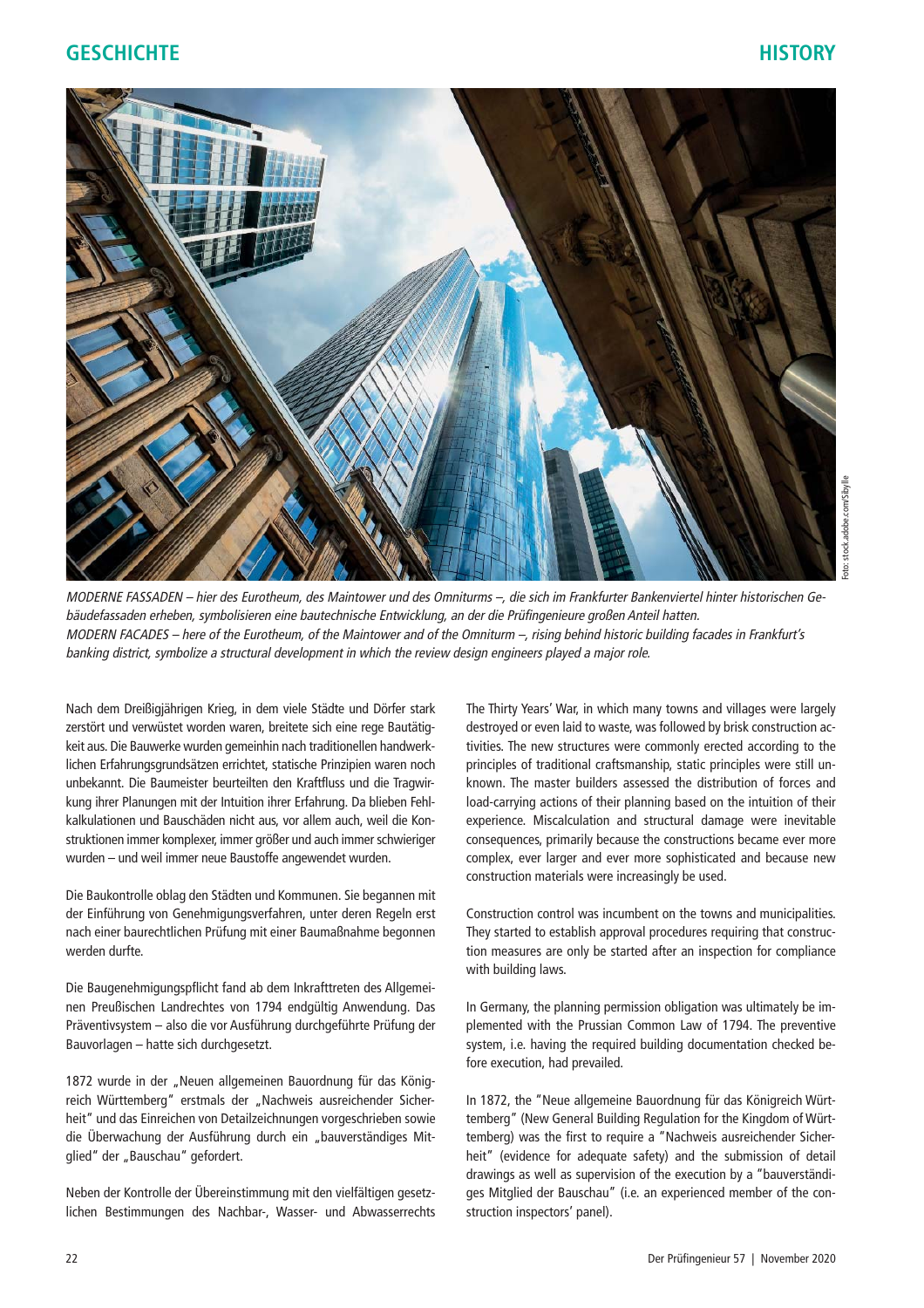## GESCHICHTE

## HISTORY

*MODERNE FASSADEN – hier des Eurotheum, des Maintower und des Omniturms –, die sich im Frankfurter Bankenviertel hinter historischen Gebäudefassaden erheben, symbolisieren eine bautechnische Entwicklung, an der die Prüfingenieure großen Anteil hatten.*
*MODERN FACADES – here of the Eurotheum, of the Maintower and of the Omniturm –, rising behind historic building facades in Frankfurt's banking district, symbolize a structural development in which the review design engineers played a major role.*

Foto: stock.adobe.com/Sibylle

Nach dem Dreißigjährigen Krieg, in dem viele Städte und Dörfer stark zerstört und verwüstet worden waren, breitete sich eine rege Bautätigkeit aus. Die Bauwerke wurden gemeinhin nach traditionellen handwerklichen Erfahrungsgrundsätzen errichtet, statische Prinzipien waren noch unbekannt. Die Baumeister beurteilten den Kraftfluss und die Tragwirkung ihrer Planungen mit der Intuition ihrer Erfahrung. Da blieben Fehlkalkulationen und Bauschäden nicht aus, vor allem auch, weil die Konstruktionen immer komplexer, immer größer und auch immer schwieriger wurden – und weil immer neue Baustoffe angewendet wurden.

Die Baukontrolle oblag den Städten und Kommunen. Sie begannen mit der Einführung von Genehmigungsverfahren, unter deren Regeln erst nach einer baurechtlichen Prüfung mit einer Baumaßnahme begonnen werden durfte.

Die Baugenehmigungspflicht fand ab dem Inkrafttreten des Allgemeinen Preußischen Landrechtes von 1794 endgültig Anwendung. Das Präventivsystem – also die vor Ausführung durchgeführte Prüfung der Bauvorlagen – hatte sich durchgesetzt.

1872 wurde in der „Neuen allgemeinen Bauordnung für das Königreich Württemberg" erstmals der „Nachweis ausreichender Sicherheit" und das Einreichen von Detailzeichnungen vorgeschrieben sowie die Überwachung der Ausführung durch ein „bauverständiges Mitglied" der „Bauschau" gefordert.

Neben der Kontrolle der Übereinstimmung mit den vielfältigen gesetzlichen Bestimmungen des Nachbar-, Wasser- und Abwasserrechts

The Thirty Years' War, in which many towns and villages were largely destroyed or even laid to waste, was followed by brisk construction activities. The new structures were commonly erected according to the principles of traditional craftsmanship, static principles were still unknown. The master builders assessed the distribution of forces and load-carrying actions of their planning based on the intuition of their experience. Miscalculation and structural damage were inevitable consequences, primarily because the constructions became ever more complex, ever larger and ever more sophisticated and because new construction materials were increasingly be used.

Construction control was incumbent on the towns and municipalities. They started to establish approval procedures requiring that construction measures are only be started after an inspection for compliance with building laws.

In Germany, the planning permission obligation was ultimately be implemented with the Prussian Common Law of 1794. The preventive system, i.e. having the required building documentation checked before execution, had prevailed.

In 1872, the "Neue allgemeine Bauordnung für das Königreich Württemberg" (New General Building Regulation for the Kingdom of Württemberg) was the first to require a "Nachweis ausreichender Sicherheit" (evidence for adequate safety) and the submission of detail drawings as well as supervision of the execution by a "bauverständiges Mitglied der Bauschau" (i.e. an experienced member of the construction inspectors' panel).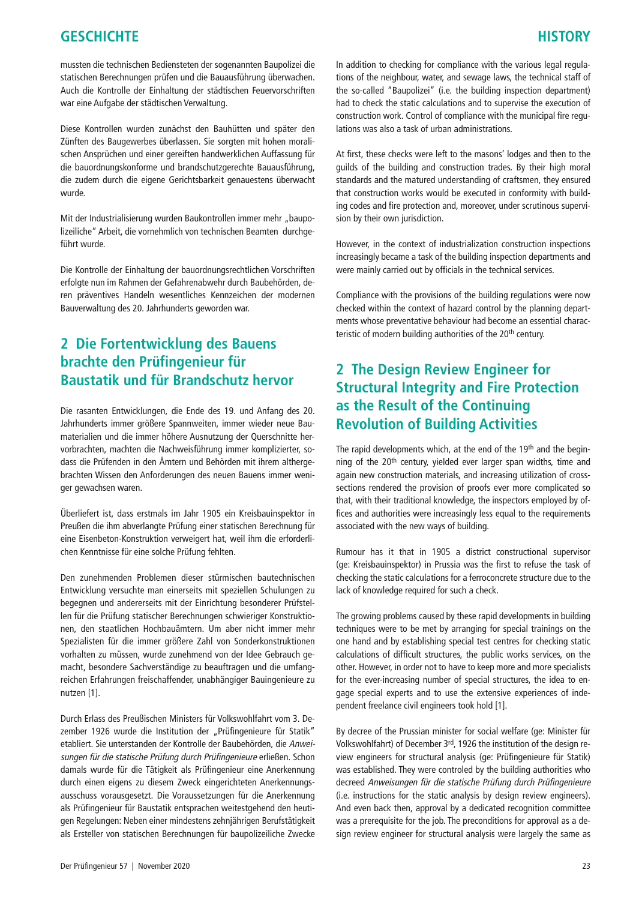mussten die technischen Bediensteten der sogenannten Baupolizei die statischen Berechnungen prüfen und die Bauausführung überwachen. Auch die Kontrolle der Einhaltung der städtischen Feuervorschriften war eine Aufgabe der städtischen Verwaltung.

Diese Kontrollen wurden zunächst den Bauhütten und später den Zünften des Baugewerbes überlassen. Sie sorgten mit hohen moralischen Ansprüchen und einer gereiften handwerklichen Auffassung für die bauordnungskonforme und brandschutzgerechte Bauausführung, die zudem durch die eigene Gerichtsbarkeit genauestens überwacht wurde.

Mit der Industrialisierung wurden Baukontrollen immer mehr „baupolizeiliche" Arbeit, die vornehmlich von technischen Beamten durchgeführt wurde.

Die Kontrolle der Einhaltung der bauordnungsrechtlichen Vorschriften erfolgte nun im Rahmen der Gefahrenabwehr durch Baubehörden, deren präventives Handeln wesentliches Kennzeichen der modernen Bauverwaltung des 20. Jahrhunderts geworden war.

## 2 Die Fortentwicklung des Bauens brachte den Prüfingenieur für Baustatik und für Brandschutz hervor

Die rasanten Entwicklungen, die Ende des 19. und Anfang des 20. Jahrhunderts immer größere Spannweiten, immer wieder neue Baumaterialien und die immer höhere Ausnutzung der Querschnitte hervorbrachten, machten die Nachweisführung immer komplizierter, sodass die Prüfenden in den Ämtern und Behörden mit ihrem althergebrachten Wissen den Anforderungen des neuen Bauens immer weniger gewachsen waren.

Überliefert ist, dass erstmals im Jahr 1905 ein Kreisbauinspektor in Preußen die ihm abverlangte Prüfung einer statischen Berechnung für eine Eisenbeton-Konstruktion verweigert hat, weil ihm die erforderlichen Kenntnisse für eine solche Prüfung fehlten.

Den zunehmenden Problemen dieser stürmischen bautechnischen Entwicklung versuchte man einerseits mit speziellen Schulungen zu begegnen und andererseits mit der Einrichtung besonderer Prüfstellen für die Prüfung statischer Berechnungen schwieriger Konstruktionen, den staatlichen Hochbauämtern. Um aber nicht immer mehr Spezialisten für die immer größere Zahl von Sonderkonstruktionen vorhalten zu müssen, wurde zunehmend von der Idee Gebrauch gemacht, besondere Sachverständige zu beauftragen und die umfangreichen Erfahrungen freischaffender, unabhängiger Bauingenieure zu nutzen [1].

Durch Erlass des Preußischen Ministers für Volkswohlfahrt vom 3. Dezember 1926 wurde die Institution der „Prüfingenieure für Statik" etabliert. Sie unterstanden der Kontrolle der Baubehörden, die *Anweisungen für die statische Prüfung durch Prüfingenieure* erließen. Schon damals wurde für die Tätigkeit als Prüfingenieur eine Anerkennung durch einen eigens zu diesem Zweck eingerichteten Anerkennungsausschuss vorausgesetzt. Die Voraussetzungen für die Anerkennung als Prüfingenieur für Baustatik entsprachen weitestgehend den heutigen Regelungen: Neben einer mindestens zehnjährigen Berufstätigkeit als Ersteller von statischen Berechnungen für baupolizeiliche Zwecke

In addition to checking for compliance with the various legal regulations of the neighbour, water, and sewage laws, the technical staff of the so-called "Baupolizei" (i.e. the building inspection department) had to check the static calculations and to supervise the execution of construction work. Control of compliance with the municipal fire regulations was also a task of urban administrations.

At first, these checks were left to the masons' lodges and then to the guilds of the building and construction trades. By their high moral standards and the matured understanding of craftsmen, they ensured that construction works would be executed in conformity with building codes and fire protection and, moreover, under scrutinous supervision by their own jurisdiction.

However, in the context of industrialization construction inspections increasingly became a task of the building inspection departments and were mainly carried out by officials in the technical services.

Compliance with the provisions of the building regulations were now checked within the context of hazard control by the planning departments whose preventative behaviour had become an essential characteristic of modern building authorities of the 20th century.

## 2 The Design Review Engineer for Structural Integrity and Fire Protection as the Result of the Continuing Revolution of Building Activities

The rapid developments which, at the end of the 19th and the beginning of the 20th century, yielded ever larger span widths, time and again new construction materials, and increasing utilization of cross-sections rendered the provision of proofs ever more complicated so that, with their traditional knowledge, the inspectors employed by offices and authorities were increasingly less equal to the requirements associated with the new ways of building.

Rumour has it that in 1905 a district constructional supervisor (ge: Kreisbauinspektor) in Prussia was the first to refuse the task of checking the static calculations for a ferroconcrete structure due to the lack of knowledge required for such a check.

The growing problems caused by these rapid developments in building techniques were to be met by arranging for special trainings on the one hand and by establishing special test centres for checking static calculations of difficult structures, the public works services, on the other. However, in order not to have to keep more and more specialists for the ever-increasing number of special structures, the idea to engage special experts and to use the extensive experiences of independent freelance civil engineers took hold [1].

By decree of the Prussian minister for social welfare (ge: Minister für Volkswohlfahrt) of December 3rd, 1926 the institution of the design review engineers for structural analysis (ge: Prüfingenieure für Statik) was established. They were controled by the building authorities who decreed *Anweisungen für die statische Prüfung durch Prüfingenieure* (i.e. instructions for the static analysis by design review engineers). And even back then, approval by a dedicated recognition committee was a prerequisite for the job. The preconditions for approval as a design review engineer for structural analysis were largely the same as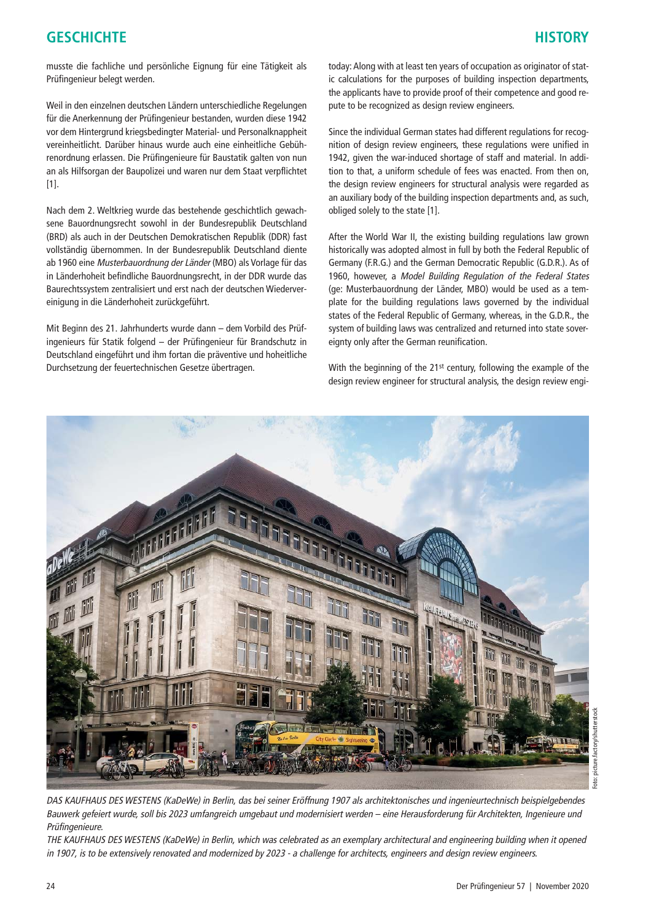musste die fachliche und persönliche Eignung für eine Tätigkeit als Prüfingenieur belegt werden.

Weil in den einzelnen deutschen Ländern unterschiedliche Regelungen für die Anerkennung der Prüfingenieur bestanden, wurden diese 1942 vor dem Hintergrund kriegsbedingter Material- und Personalknappheit vereinheitlicht. Darüber hinaus wurde auch eine einheitliche Gebührenordnung erlassen. Die Prüfingenieure für Baustatik galten von nun an als Hilfsorgan der Baupolizei und waren nur dem Staat verpflichtet [1].

Nach dem 2. Weltkrieg wurde das bestehende geschichtlich gewachsene Bauordnungsrecht sowohl in der Bundesrepublik Deutschland (BRD) als auch in der Deutschen Demokratischen Republik (DDR) fast vollständig übernommen. In der Bundesrepublik Deutschland diente ab 1960 eine *Musterbauordnung der Länder* (MBO) als Vorlage für das in Länderhoheit befindliche Bauordnungsrecht, in der DDR wurde das Baurechtssystem zentralisiert und erst nach der deutschen Wiedervereinigung in die Länderhoheit zurückgeführt.

Mit Beginn des 21. Jahrhunderts wurde dann – dem Vorbild des Prüfingenieurs für Statik folgend – der Prüfingenieur für Brandschutz in Deutschland eingeführt und ihm fortan die präventive und hoheitliche Durchsetzung der feuertechnischen Gesetze übertragen.

today: Along with at least ten years of occupation as originator of static calculations for the purposes of building inspection departments, the applicants have to provide proof of their competence and good repute to be recognized as design review engineers.

Since the individual German states had different regulations for recognition of design review engineers, these regulations were unified in 1942, given the war-induced shortage of staff and material. In addition to that, a uniform schedule of fees was enacted. From then on, the design review engineers for structural analysis were regarded as an auxiliary body of the building inspection departments and, as such, obliged solely to the state [1].

After the World War II, the existing building regulations law grown historically was adopted almost in full by both the Federal Republic of Germany (F.R.G.) and the German Democratic Republic (G.D.R.). As of 1960, however, a *Model Building Regulation of the Federal States* (ge: Musterbauordnung der Länder, MBO) would be used as a template for the building regulations laws governed by the individual states of the Federal Republic of Germany, whereas, in the G.D.R., the system of building laws was centralized and returned into state sovereignty only after the German reunification.

With the beginning of the 21st century, following the example of the design review engineer for structural analysis, the design review engi-

*DAS KAUFHAUS DES WESTENS (KaDeWe) in Berlin, das bei seiner Eröffnung 1907 als architektonisches und ingenieurtechnisch beispielgebendes Bauwerk gefeiert wurde, soll bis 2023 umfangreich umgebaut und modernisiert werden – eine Herausforderung für Architekten, Ingenieure und Prüfingenieure.*

*THE KAUFHAUS DES WESTENS (KaDeWe) in Berlin, which was celebrated as an exemplary architectural and engineering building when it opened in 1907, is to be extensively renovated and modernized by 2023 - a challenge for architects, engineers and design review engineers.*

Foto: picture.factory/shutterstock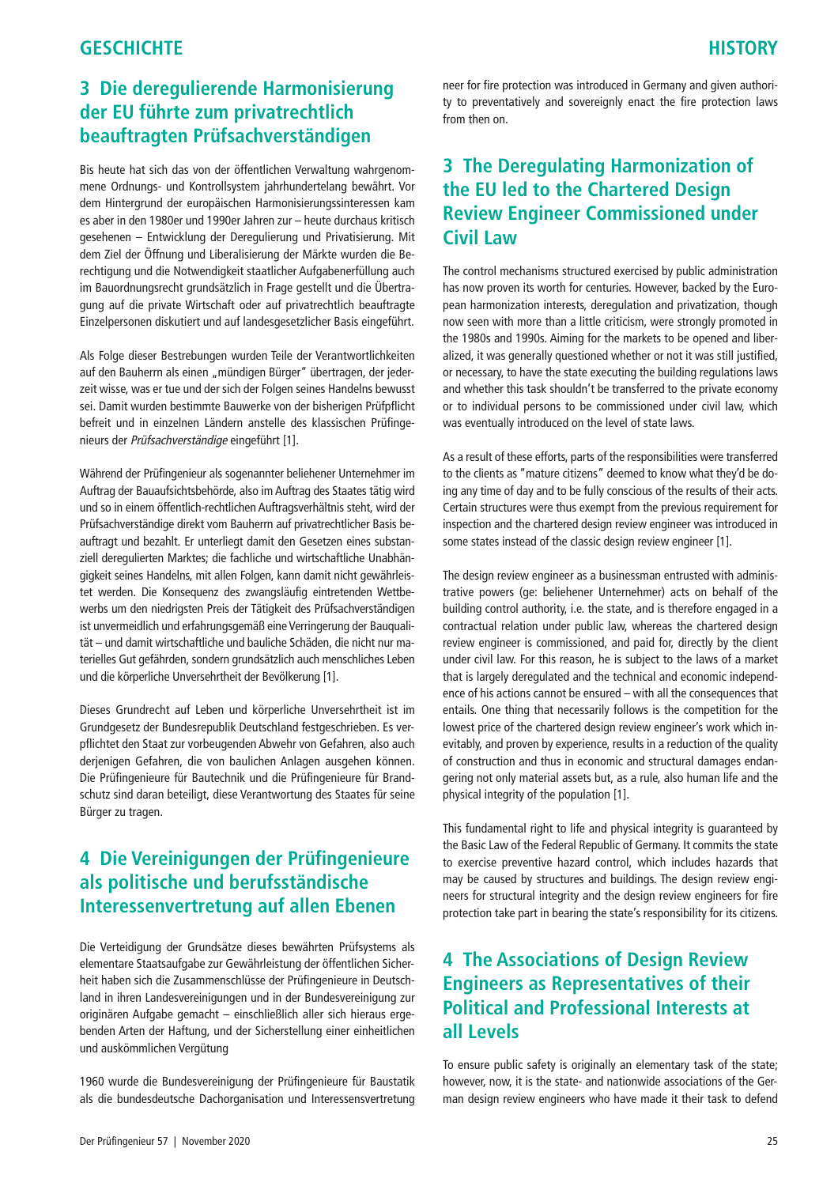## 3 Die deregulierende Harmonisierung der EU führte zum privatrechtlich beauftragten Prüfsachverständigen

Bis heute hat sich das von der öffentlichen Verwaltung wahrgenommene Ordnungs- und Kontrollsystem jahrhundertelang bewährt. Vor dem Hintergrund der europäischen Harmonisierungsinteressen kam es aber in den 1980er und 1990er Jahren zur – heute durchaus kritisch gesehenen – Entwicklung der Deregulierung und Privatisierung. Mit dem Ziel der Öffnung und Liberalisierung der Märkte wurden die Berechtigung und die Notwendigkeit staatlicher Aufgabenerfüllung auch im Bauordnungsrecht grundsätzlich in Frage gestellt und die Übertragung auf die private Wirtschaft oder auf privatrechtlich beauftragte Einzelpersonen diskutiert und auf landesgesetzlicher Basis eingeführt.

Als Folge dieser Bestrebungen wurden Teile der Verantwortlichkeiten auf den Bauherrn als einen „mündigen Bürger" übertragen, der jederzeit wisse, was er tue und der sich der Folgen seines Handelns bewusst sei. Damit wurden bestimmte Bauwerke von der bisherigen Prüfpflicht befreit und in einzelnen Ländern anstelle des klassischen Prüfingenieurs der *Prüfsachverständige* eingeführt [1].

Während der Prüfingenieur als sogenannter beliehener Unternehmer im Auftrag der Bauaufsichtsbehörde, also im Auftrag des Staates tätig wird und so in einem öffentlich-rechtlichen Auftragsverhältnis steht, wird der Prüfsachverständige direkt vom Bauherrn auf privatrechtlicher Basis beauftragt und bezahlt. Er unterliegt damit den Gesetzen eines substanziell deregulierten Marktes; die fachliche und wirtschaftliche Unabhängigkeit seines Handelns, mit allen Folgen, kann damit nicht gewährleistet werden. Die Konsequenz des zwangsläufig eintretenden Wettbewerbs um den niedrigsten Preis der Tätigkeit des Prüfsachverständigen ist unvermeidlich und erfahrungsgemäß eine Verringerung der Bauqualität – und damit wirtschaftliche und bauliche Schäden, die nicht nur materielles Gut gefährden, sondern grundsätzlich auch menschliches Leben und die körperliche Unversehrtheit der Bevölkerung [1].

Dieses Grundrecht auf Leben und körperliche Unversehrtheit ist im Grundgesetz der Bundesrepublik Deutschland festgeschrieben. Es verpflichtet den Staat zur vorbeugenden Abwehr von Gefahren, also auch derjenigen Gefahren, die von baulichen Anlagen ausgehen können. Die Prüfingenieure für Bautechnik und die Prüfingenieure für Brandschutz sind daran beteiligt, diese Verantwortung des Staates für seine Bürger zu tragen.

## 4 Die Vereinigungen der Prüfingenieure als politische und berufsständische Interessenvertretung auf allen Ebenen

Die Verteidigung der Grundsätze dieses bewährten Prüfsystems als elementare Staatsaufgabe zur Gewährleistung der öffentlichen Sicherheit haben sich die Zusammenschlüsse der Prüfingenieure in Deutschland in ihren Landesvereinigungen und in der Bundesvereinigung zur originären Aufgabe gemacht – einschließlich aller sich hieraus ergebenden Arten der Haftung, und der Sicherstellung einer einheitlichen und auskömmlichen Vergütung

1960 wurde die Bundesvereinigung der Prüfingenieure für Baustatik als die bundesdeutsche Dachorganisation und Interessensvertretung

neer for fire protection was introduced in Germany and given authority to preventatively and sovereignly enact the fire protection laws from then on.

## 3 The Deregulating Harmonization of the EU led to the Chartered Design Review Engineer Commissioned under Civil Law

The control mechanisms structured exercised by public administration has now proven its worth for centuries. However, backed by the European harmonization interests, deregulation and privatization, though now seen with more than a little criticism, were strongly promoted in the 1980s and 1990s. Aiming for the markets to be opened and liberalized, it was generally questioned whether or not it was still justified, or necessary, to have the state executing the building regulations laws and whether this task shouldn't be transferred to the private economy or to individual persons to be commissioned under civil law, which was eventually introduced on the level of state laws.

As a result of these efforts, parts of the responsibilities were transferred to the clients as "mature citizens" deemed to know what they'd be doing any time of day and to be fully conscious of the results of their acts. Certain structures were thus exempt from the previous requirement for inspection and the chartered design review engineer was introduced in some states instead of the classic design review engineer [1].

The design review engineer as a businessman entrusted with administrative powers (ge: beliehener Unternehmer) acts on behalf of the building control authority, i.e. the state, and is therefore engaged in a contractual relation under public law, whereas the chartered design review engineer is commissioned, and paid for, directly by the client under civil law. For this reason, he is subject to the laws of a market that is largely deregulated and the technical and economic independence of his actions cannot be ensured – with all the consequences that entails. One thing that necessarily follows is the competition for the lowest price of the chartered design review engineer's work which inevitably, and proven by experience, results in a reduction of the quality of construction and thus in economic and structural damages endangering not only material assets but, as a rule, also human life and the physical integrity of the population [1].

This fundamental right to life and physical integrity is guaranteed by the Basic Law of the Federal Republic of Germany. It commits the state to exercise preventive hazard control, which includes hazards that may be caused by structures and buildings. The design review engineers for structural integrity and the design review engineers for fire protection take part in bearing the state's responsibility for its citizens.

## 4 The Associations of Design Review Engineers as Representatives of their Political and Professional Interests at all Levels

To ensure public safety is originally an elementary task of the state; however, now, it is the state- and nationwide associations of the German design review engineers who have made it their task to defend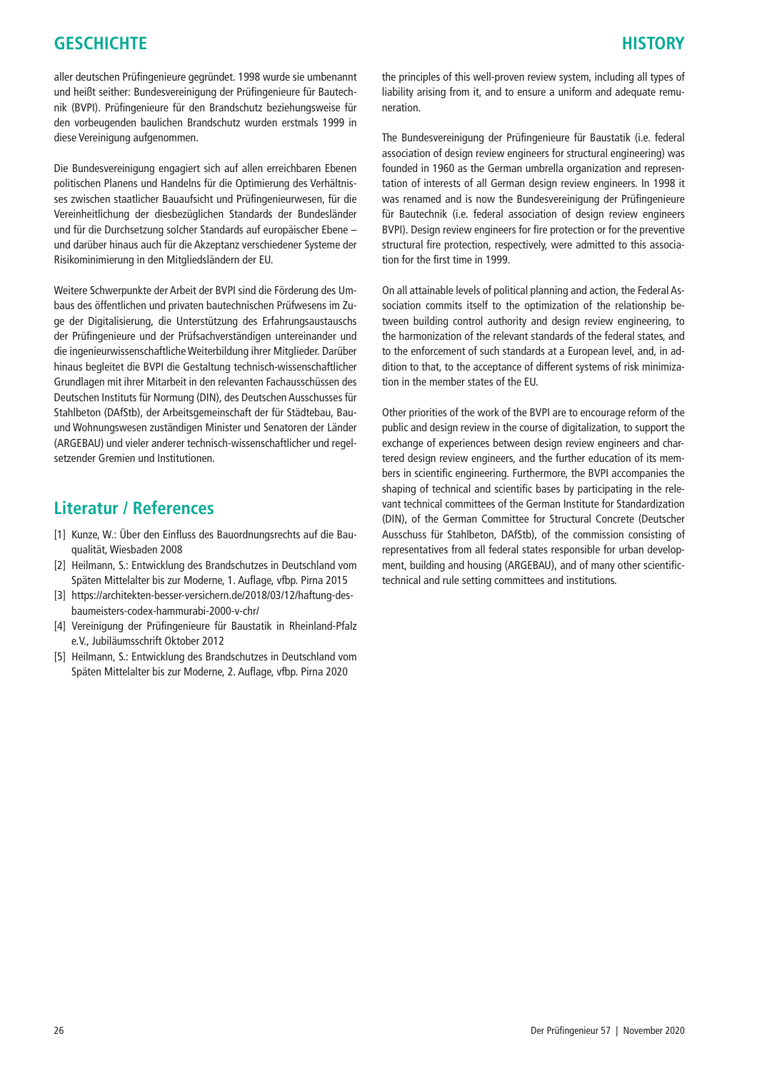aller deutschen Prüfingenieure gegründet. 1998 wurde sie umbenannt und heißt seither: Bundesvereinigung der Prüfingenieure für Bautechnik (BVPI). Prüfingenieure für den Brandschutz beziehungsweise für den vorbeugenden baulichen Brandschutz wurden erstmals 1999 in diese Vereinigung aufgenommen.

Die Bundesvereinigung engagiert sich auf allen erreichbaren Ebenen politischen Planens und Handelns für die Optimierung des Verhältnisses zwischen staatlicher Bauaufsicht und Prüfingenieurwesen, für die Vereinheitlichung der diesbezüglichen Standards der Bundesländer und für die Durchsetzung solcher Standards auf europäischer Ebene – und darüber hinaus auch für die Akzeptanz verschiedener Systeme der Risikominimierung in den Mitgliedsländern der EU.

Weitere Schwerpunkte der Arbeit der BVPI sind die Förderung des Umbaus des öffentlichen und privaten bautechnischen Prüfwesens im Zuge der Digitalisierung, die Unterstützung des Erfahrungsaustauschs der Prüfingenieure und der Prüfsachverständigen untereinander und die ingenieurwissenschaftliche Weiterbildung ihrer Mitglieder. Darüber hinaus begleitet die BVPI die Gestaltung technisch-wissenschaftlicher Grundlagen mit ihrer Mitarbeit in den relevanten Fachausschüssen des Deutschen Instituts für Normung (DIN), des Deutschen Ausschusses für Stahlbeton (DAfStb), der Arbeitsgemeinschaft der für Städtebau, Bau- und Wohnungswesen zuständigen Minister und Senatoren der Länder (ARGEBAU) und vieler anderer technisch-wissenschaftlicher und regelsetzender Gremien und Institutionen.

## Literatur / References

[1] Kunze, W.: Über den Einfluss des Bauordnungsrechts auf die Bauqualität, Wiesbaden 2008

[2] Heilmann, S.: Entwicklung des Brandschutzes in Deutschland vom Späten Mittelalter bis zur Moderne, 1. Auflage, vfbp. Pirna 2015

[3] https://architekten-besser-versichern.de/2018/03/12/haftung-des-baumeisters-codex-hammurabi-2000-v-chr/

[4] Vereinigung der Prüfingenieure für Baustatik in Rheinland-Pfalz e.V., Jubiläumsschrift Oktober 2012

[5] Heilmann, S.: Entwicklung des Brandschutzes in Deutschland vom Späten Mittelalter bis zur Moderne, 2. Auflage, vfbp. Pirna 2020

the principles of this well-proven review system, including all types of liability arising from it, and to ensure a uniform and adequate remuneration.

The Bundesvereinigung der Prüfingenieure für Baustatik (i.e. federal association of design review engineers for structural engineering) was founded in 1960 as the German umbrella organization and representation of interests of all German design review engineers. In 1998 it was renamed and is now the Bundesvereinigung der Prüfingenieure für Bautechnik (i.e. federal association of design review engineers BVPI). Design review engineers for fire protection or for the preventive structural fire protection, respectively, were admitted to this association for the first time in 1999.

On all attainable levels of political planning and action, the Federal Association commits itself to the optimization of the relationship between building control authority and design review engineering, to the harmonization of the relevant standards of the federal states, and to the enforcement of such standards at a European level, and, in addition to that, to the acceptance of different systems of risk minimization in the member states of the EU.

Other priorities of the work of the BVPI are to encourage reform of the public and design review in the course of digitalization, to support the exchange of experiences between design review engineers and chartered design review engineers, and the further education of its members in scientific engineering. Furthermore, the BVPI accompanies the shaping of technical and scientific bases by participating in the relevant technical committees of the German Institute for Standardization (DIN), of the German Committee for Structural Concrete (Deutscher Ausschuss für Stahlbeton, DAfStb), of the commission consisting of representatives from all federal states responsible for urban development, building and housing (ARGEBAU), and of many other scientific-technical and rule setting committees and institutions.